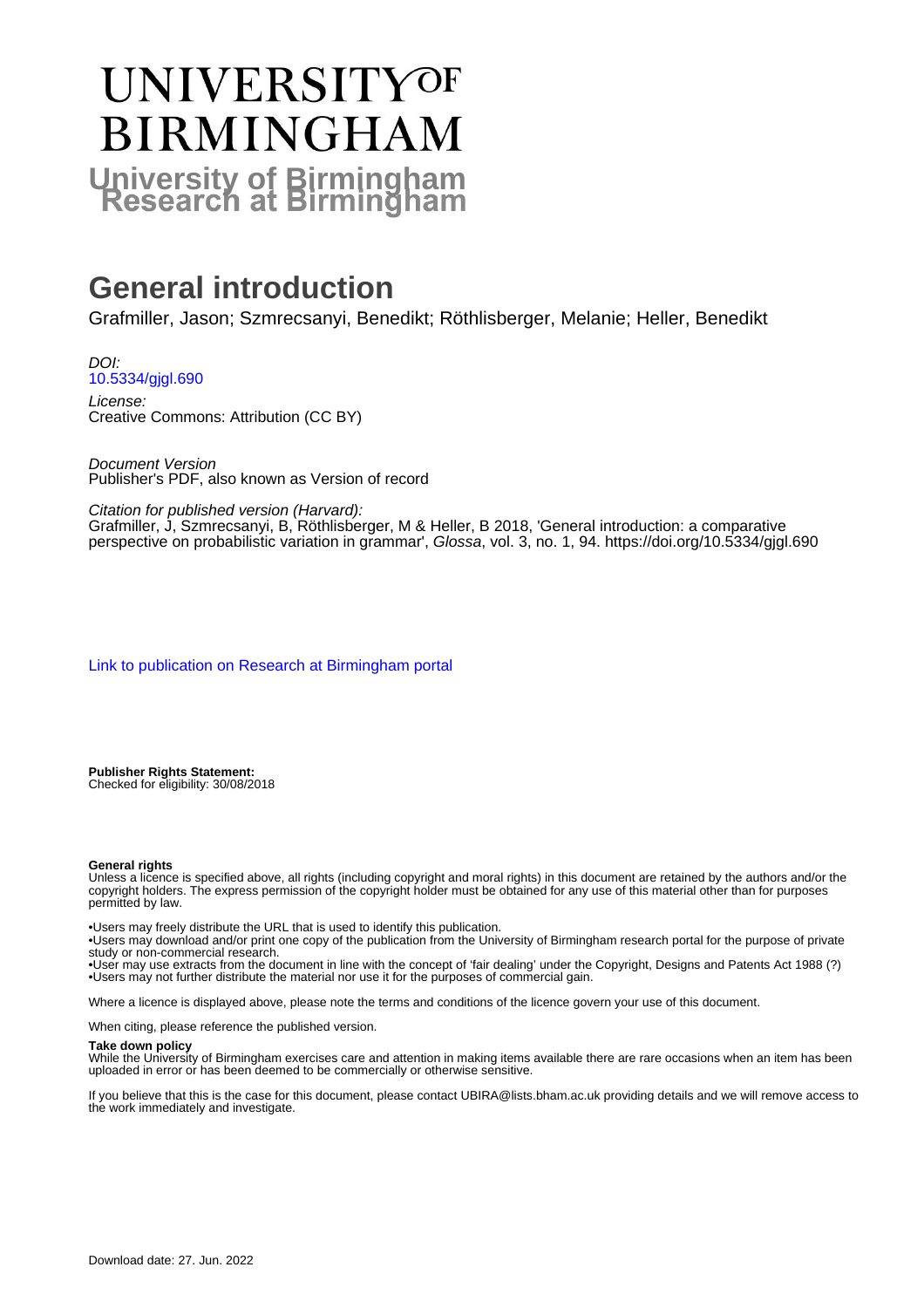# UNIVERSITY OF BIRMINGHAM

**University of Birmingham Research at Birmingham**

# General introduction

Grafmiller, Jason; Szmrecsanyi, Benedikt; Röthlisberger, Melanie; Heller, Benedikt

*DOI:*
10.5334/gjgl.690

*License:*
Creative Commons: Attribution (CC BY)

*Document Version*
Publisher's PDF, also known as Version of record

*Citation for published version (Harvard):*
Grafmiller, J, Szmrecsanyi, B, Röthlisberger, M & Heller, B 2018, 'General introduction: a comparative perspective on probabilistic variation in grammar', *Glossa*, vol. 3, no. 1, 94. https://doi.org/10.5334/gjgl.690

Link to publication on Research at Birmingham portal

**Publisher Rights Statement:**
Checked for eligibility: 30/08/2018

**General rights**
Unless a licence is specified above, all rights (including copyright and moral rights) in this document are retained by the authors and/or the copyright holders. The express permission of the copyright holder must be obtained for any use of this material other than for purposes permitted by law.

•Users may freely distribute the URL that is used to identify this publication.
•Users may download and/or print one copy of the publication from the University of Birmingham research portal for the purpose of private study or non-commercial research.
•User may use extracts from the document in line with the concept of 'fair dealing' under the Copyright, Designs and Patents Act 1988 (?)
•Users may not further distribute the material nor use it for the purposes of commercial gain.

Where a licence is displayed above, please note the terms and conditions of the licence govern your use of this document.

When citing, please reference the published version.

**Take down policy**
While the University of Birmingham exercises care and attention in making items available there are rare occasions when an item has been uploaded in error or has been deemed to be commercially or otherwise sensitive.

If you believe that this is the case for this document, please contact UBIRA@lists.bham.ac.uk providing details and we will remove access to the work immediately and investigate.

Download date: 27. Jun. 2022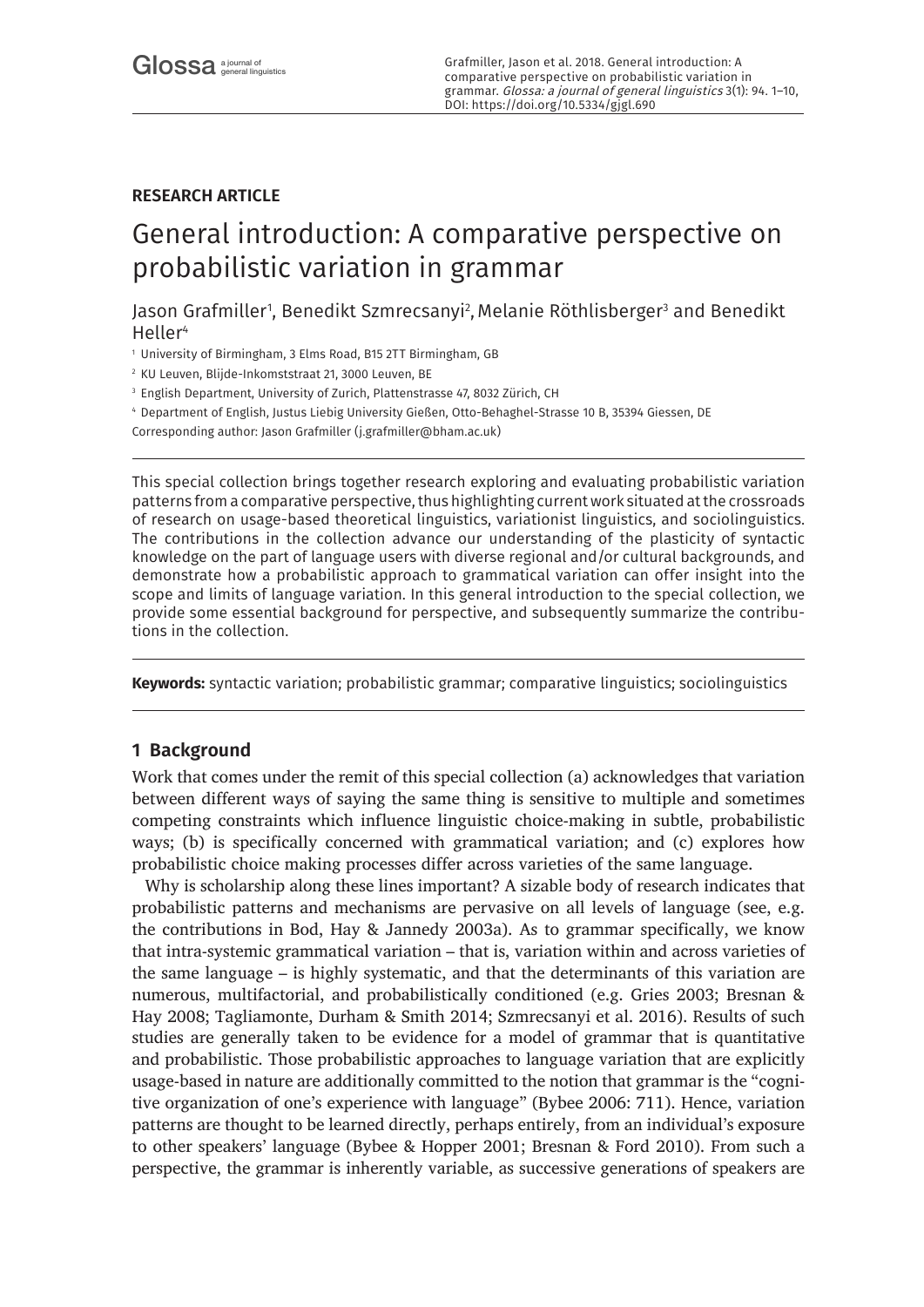## RESEARCH ARTICLE

# General introduction: A comparative perspective on probabilistic variation in grammar

Jason Grafmiller[1], Benedikt Szmrecsanyi[2], Melanie Röthlisberger[3] and Benedikt Heller[4]

[1] University of Birmingham, 3 Elms Road, B15 2TT Birmingham, GB

[2] KU Leuven, Blijde-Inkomststraat 21, 3000 Leuven, BE

[3] English Department, University of Zurich, Plattenstrasse 47, 8032 Zürich, CH

[4] Department of English, Justus Liebig University Gießen, Otto-Behaghel-Strasse 10 B, 35394 Giessen, DE

Corresponding author: Jason Grafmiller (j.grafmiller@bham.ac.uk)

This special collection brings together research exploring and evaluating probabilistic variation patterns from a comparative perspective, thus highlighting current work situated at the crossroads of research on usage-based theoretical linguistics, variationist linguistics, and sociolinguistics. The contributions in the collection advance our understanding of the plasticity of syntactic knowledge on the part of language users with diverse regional and/or cultural backgrounds, and demonstrate how a probabilistic approach to grammatical variation can offer insight into the scope and limits of language variation. In this general introduction to the special collection, we provide some essential background for perspective, and subsequently summarize the contributions in the collection.

**Keywords:** syntactic variation; probabilistic grammar; comparative linguistics; sociolinguistics

## 1 Background

Work that comes under the remit of this special collection (a) acknowledges that variation between different ways of saying the same thing is sensitive to multiple and sometimes competing constraints which influence linguistic choice-making in subtle, probabilistic ways; (b) is specifically concerned with grammatical variation; and (c) explores how probabilistic choice making processes differ across varieties of the same language.

Why is scholarship along these lines important? A sizable body of research indicates that probabilistic patterns and mechanisms are pervasive on all levels of language (see, e.g. the contributions in Bod, Hay & Jannedy 2003a). As to grammar specifically, we know that intra-systemic grammatical variation – that is, variation within and across varieties of the same language – is highly systematic, and that the determinants of this variation are numerous, multifactorial, and probabilistically conditioned (e.g. Gries 2003; Bresnan & Hay 2008; Tagliamonte, Durham & Smith 2014; Szmrecsanyi et al. 2016). Results of such studies are generally taken to be evidence for a model of grammar that is quantitative and probabilistic. Those probabilistic approaches to language variation that are explicitly usage-based in nature are additionally committed to the notion that grammar is the "cognitive organization of one's experience with language" (Bybee 2006: 711). Hence, variation patterns are thought to be learned directly, perhaps entirely, from an individual's exposure to other speakers' language (Bybee & Hopper 2001; Bresnan & Ford 2010). From such a perspective, the grammar is inherently variable, as successive generations of speakers are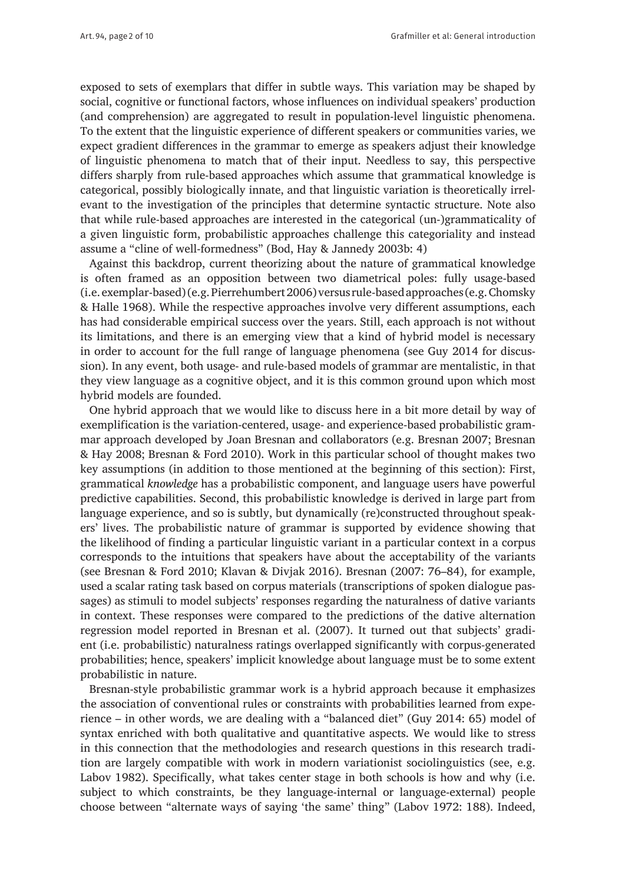exposed to sets of exemplars that differ in subtle ways. This variation may be shaped by social, cognitive or functional factors, whose influences on individual speakers' production (and comprehension) are aggregated to result in population-level linguistic phenomena. To the extent that the linguistic experience of different speakers or communities varies, we expect gradient differences in the grammar to emerge as speakers adjust their knowledge of linguistic phenomena to match that of their input. Needless to say, this perspective differs sharply from rule-based approaches which assume that grammatical knowledge is categorical, possibly biologically innate, and that linguistic variation is theoretically irrelevant to the investigation of the principles that determine syntactic structure. Note also that while rule-based approaches are interested in the categorical (un-)grammaticality of a given linguistic form, probabilistic approaches challenge this categoriality and instead assume a "cline of well-formedness" (Bod, Hay & Jannedy 2003b: 4)

Against this backdrop, current theorizing about the nature of grammatical knowledge is often framed as an opposition between two diametrical poles: fully usage-based (i.e. exemplar-based) (e.g. Pierrehumbert 2006) versus rule-based approaches (e.g. Chomsky & Halle 1968). While the respective approaches involve very different assumptions, each has had considerable empirical success over the years. Still, each approach is not without its limitations, and there is an emerging view that a kind of hybrid model is necessary in order to account for the full range of language phenomena (see Guy 2014 for discussion). In any event, both usage- and rule-based models of grammar are mentalistic, in that they view language as a cognitive object, and it is this common ground upon which most hybrid models are founded.

One hybrid approach that we would like to discuss here in a bit more detail by way of exemplification is the variation-centered, usage- and experience-based probabilistic grammar approach developed by Joan Bresnan and collaborators (e.g. Bresnan 2007; Bresnan & Hay 2008; Bresnan & Ford 2010). Work in this particular school of thought makes two key assumptions (in addition to those mentioned at the beginning of this section): First, grammatical *knowledge* has a probabilistic component, and language users have powerful predictive capabilities. Second, this probabilistic knowledge is derived in large part from language experience, and so is subtly, but dynamically (re)constructed throughout speakers' lives. The probabilistic nature of grammar is supported by evidence showing that the likelihood of finding a particular linguistic variant in a particular context in a corpus corresponds to the intuitions that speakers have about the acceptability of the variants (see Bresnan & Ford 2010; Klavan & Divjak 2016). Bresnan (2007: 76–84), for example, used a scalar rating task based on corpus materials (transcriptions of spoken dialogue passages) as stimuli to model subjects' responses regarding the naturalness of dative variants in context. These responses were compared to the predictions of the dative alternation regression model reported in Bresnan et al. (2007). It turned out that subjects' gradient (i.e. probabilistic) naturalness ratings overlapped significantly with corpus-generated probabilities; hence, speakers' implicit knowledge about language must be to some extent probabilistic in nature.

Bresnan-style probabilistic grammar work is a hybrid approach because it emphasizes the association of conventional rules or constraints with probabilities learned from experience – in other words, we are dealing with a "balanced diet" (Guy 2014: 65) model of syntax enriched with both qualitative and quantitative aspects. We would like to stress in this connection that the methodologies and research questions in this research tradition are largely compatible with work in modern variationist sociolinguistics (see, e.g. Labov 1982). Specifically, what takes center stage in both schools is how and why (i.e. subject to which constraints, be they language-internal or language-external) people choose between "alternate ways of saying 'the same' thing" (Labov 1972: 188). Indeed,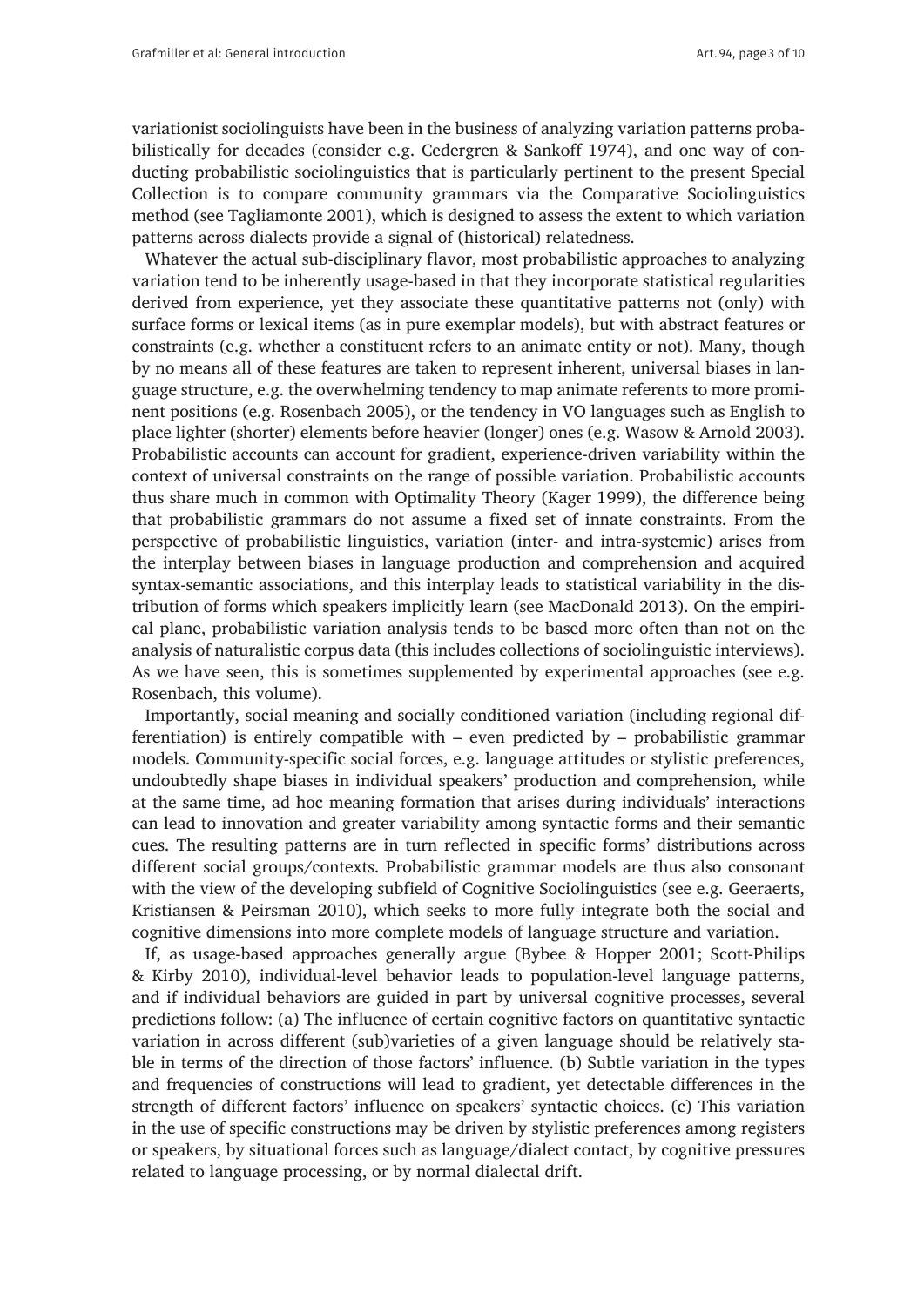variationist sociolinguists have been in the business of analyzing variation patterns probabilistically for decades (consider e.g. Cedergren & Sankoff 1974), and one way of conducting probabilistic sociolinguistics that is particularly pertinent to the present Special Collection is to compare community grammars via the Comparative Sociolinguistics method (see Tagliamonte 2001), which is designed to assess the extent to which variation patterns across dialects provide a signal of (historical) relatedness.

Whatever the actual sub-disciplinary flavor, most probabilistic approaches to analyzing variation tend to be inherently usage-based in that they incorporate statistical regularities derived from experience, yet they associate these quantitative patterns not (only) with surface forms or lexical items (as in pure exemplar models), but with abstract features or constraints (e.g. whether a constituent refers to an animate entity or not). Many, though by no means all of these features are taken to represent inherent, universal biases in language structure, e.g. the overwhelming tendency to map animate referents to more prominent positions (e.g. Rosenbach 2005), or the tendency in VO languages such as English to place lighter (shorter) elements before heavier (longer) ones (e.g. Wasow & Arnold 2003). Probabilistic accounts can account for gradient, experience-driven variability within the context of universal constraints on the range of possible variation. Probabilistic accounts thus share much in common with Optimality Theory (Kager 1999), the difference being that probabilistic grammars do not assume a fixed set of innate constraints. From the perspective of probabilistic linguistics, variation (inter- and intra-systemic) arises from the interplay between biases in language production and comprehension and acquired syntax-semantic associations, and this interplay leads to statistical variability in the distribution of forms which speakers implicitly learn (see MacDonald 2013). On the empirical plane, probabilistic variation analysis tends to be based more often than not on the analysis of naturalistic corpus data (this includes collections of sociolinguistic interviews). As we have seen, this is sometimes supplemented by experimental approaches (see e.g. Rosenbach, this volume).

Importantly, social meaning and socially conditioned variation (including regional differentiation) is entirely compatible with – even predicted by – probabilistic grammar models. Community-specific social forces, e.g. language attitudes or stylistic preferences, undoubtedly shape biases in individual speakers' production and comprehension, while at the same time, ad hoc meaning formation that arises during individuals' interactions can lead to innovation and greater variability among syntactic forms and their semantic cues. The resulting patterns are in turn reflected in specific forms' distributions across different social groups/contexts. Probabilistic grammar models are thus also consonant with the view of the developing subfield of Cognitive Sociolinguistics (see e.g. Geeraerts, Kristiansen & Peirsman 2010), which seeks to more fully integrate both the social and cognitive dimensions into more complete models of language structure and variation.

If, as usage-based approaches generally argue (Bybee & Hopper 2001; Scott-Philips & Kirby 2010), individual-level behavior leads to population-level language patterns, and if individual behaviors are guided in part by universal cognitive processes, several predictions follow: (a) The influence of certain cognitive factors on quantitative syntactic variation in across different (sub)varieties of a given language should be relatively stable in terms of the direction of those factors' influence. (b) Subtle variation in the types and frequencies of constructions will lead to gradient, yet detectable differences in the strength of different factors' influence on speakers' syntactic choices. (c) This variation in the use of specific constructions may be driven by stylistic preferences among registers or speakers, by situational forces such as language/dialect contact, by cognitive pressures related to language processing, or by normal dialectal drift.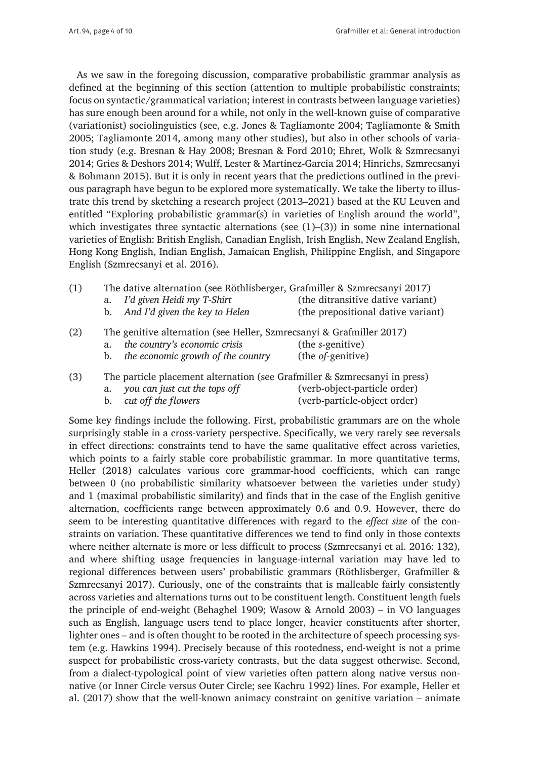As we saw in the foregoing discussion, comparative probabilistic grammar analysis as defined at the beginning of this section (attention to multiple probabilistic constraints; focus on syntactic/grammatical variation; interest in contrasts between language varieties) has sure enough been around for a while, not only in the well-known guise of comparative (variationist) sociolinguistics (see, e.g. Jones & Tagliamonte 2004; Tagliamonte & Smith 2005; Tagliamonte 2014, among many other studies), but also in other schools of variation study (e.g. Bresnan & Hay 2008; Bresnan & Ford 2010; Ehret, Wolk & Szmrecsanyi 2014; Gries & Deshors 2014; Wulff, Lester & Martinez-Garcia 2014; Hinrichs, Szmrecsanyi & Bohmann 2015). But it is only in recent years that the predictions outlined in the previous paragraph have begun to be explored more systematically. We take the liberty to illustrate this trend by sketching a research project (2013–2021) based at the KU Leuven and entitled "Exploring probabilistic grammar(s) in varieties of English around the world", which investigates three syntactic alternations (see (1)–(3)) in some nine international varieties of English: British English, Canadian English, Irish English, New Zealand English, Hong Kong English, Indian English, Jamaican English, Philippine English, and Singapore English (Szmrecsanyi et al. 2016).

(1) The dative alternation (see Röthlisberger, Grafmiller & Szmrecsanyi 2017)
  a. *I'd given Heidi my T-Shirt* (the ditransitive dative variant)
  b. *And I'd given the key to Helen* (the prepositional dative variant)

(2) The genitive alternation (see Heller, Szmrecsanyi & Grafmiller 2017)
  a. *the country's economic crisis* (the *s*-genitive)
  b. *the economic growth of the country* (the *of*-genitive)

(3) The particle placement alternation (see Grafmiller & Szmrecsanyi in press)
  a. *you can just cut the tops off* (verb-object-particle order)
  b. *cut off the flowers* (verb-particle-object order)

Some key findings include the following. First, probabilistic grammars are on the whole surprisingly stable in a cross-variety perspective. Specifically, we very rarely see reversals in effect directions: constraints tend to have the same qualitative effect across varieties, which points to a fairly stable core probabilistic grammar. In more quantitative terms, Heller (2018) calculates various core grammar-hood coefficients, which can range between 0 (no probabilistic similarity whatsoever between the varieties under study) and 1 (maximal probabilistic similarity) and finds that in the case of the English genitive alternation, coefficients range between approximately 0.6 and 0.9. However, there do seem to be interesting quantitative differences with regard to the *effect size* of the constraints on variation. These quantitative differences we tend to find only in those contexts where neither alternate is more or less difficult to process (Szmrecsanyi et al. 2016: 132), and where shifting usage frequencies in language-internal variation may have led to regional differences between users' probabilistic grammars (Röthlisberger, Grafmiller & Szmrecsanyi 2017). Curiously, one of the constraints that is malleable fairly consistently across varieties and alternations turns out to be constituent length. Constituent length fuels the principle of end-weight (Behaghel 1909; Wasow & Arnold 2003) – in VO languages such as English, language users tend to place longer, heavier constituents after shorter, lighter ones – and is often thought to be rooted in the architecture of speech processing system (e.g. Hawkins 1994). Precisely because of this rootedness, end-weight is not a prime suspect for probabilistic cross-variety contrasts, but the data suggest otherwise. Second, from a dialect-typological point of view varieties often pattern along native versus non-native (or Inner Circle versus Outer Circle; see Kachru 1992) lines. For example, Heller et al. (2017) show that the well-known animacy constraint on genitive variation – animate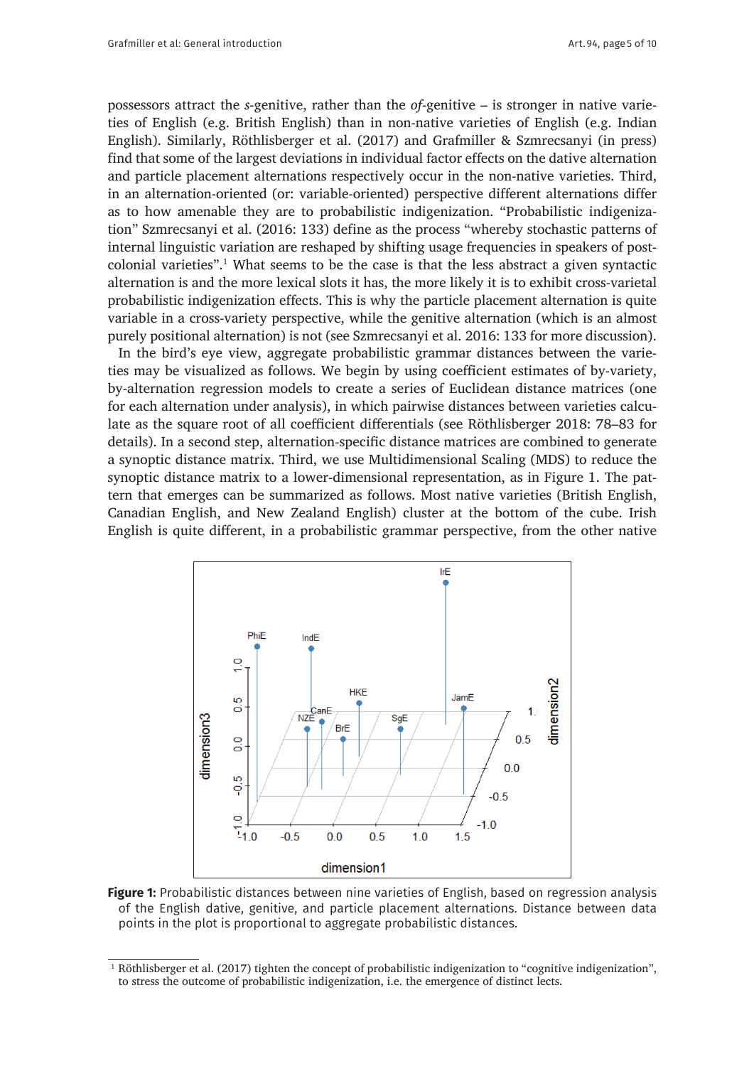possessors attract the *s*-genitive, rather than the *of*-genitive – is stronger in native varieties of English (e.g. British English) than in non-native varieties of English (e.g. Indian English). Similarly, Röthlisberger et al. (2017) and Grafmiller & Szmrecsanyi (in press) find that some of the largest deviations in individual factor effects on the dative alternation and particle placement alternations respectively occur in the non-native varieties. Third, in an alternation-oriented (or: variable-oriented) perspective different alternations differ as to how amenable they are to probabilistic indigenization. "Probabilistic indigenization" Szmrecsanyi et al. (2016: 133) define as the process "whereby stochastic patterns of internal linguistic variation are reshaped by shifting usage frequencies in speakers of post-colonial varieties".[1] What seems to be the case is that the less abstract a given syntactic alternation is and the more lexical slots it has, the more likely it is to exhibit cross-varietal probabilistic indigenization effects. This is why the particle placement alternation is quite variable in a cross-variety perspective, while the genitive alternation (which is an almost purely positional alternation) is not (see Szmrecsanyi et al. 2016: 133 for more discussion).

In the bird's eye view, aggregate probabilistic grammar distances between the varieties may be visualized as follows. We begin by using coefficient estimates of by-variety, by-alternation regression models to create a series of Euclidean distance matrices (one for each alternation under analysis), in which pairwise distances between varieties calculate as the square root of all coefficient differentials (see Röthlisberger 2018: 78–83 for details). In a second step, alternation-specific distance matrices are combined to generate a synoptic distance matrix. Third, we use Multidimensional Scaling (MDS) to reduce the synoptic distance matrix to a lower-dimensional representation, as in Figure 1. The pattern that emerges can be summarized as follows. Most native varieties (British English, Canadian English, and New Zealand English) cluster at the bottom of the cube. Irish English is quite different, in a probabilistic grammar perspective, from the other native

**Figure 1:** Probabilistic distances between nine varieties of English, based on regression analysis of the English dative, genitive, and particle placement alternations. Distance between data points in the plot is proportional to aggregate probabilistic distances.

[1] Röthlisberger et al. (2017) tighten the concept of probabilistic indigenization to "cognitive indigenization", to stress the outcome of probabilistic indigenization, i.e. the emergence of distinct lects.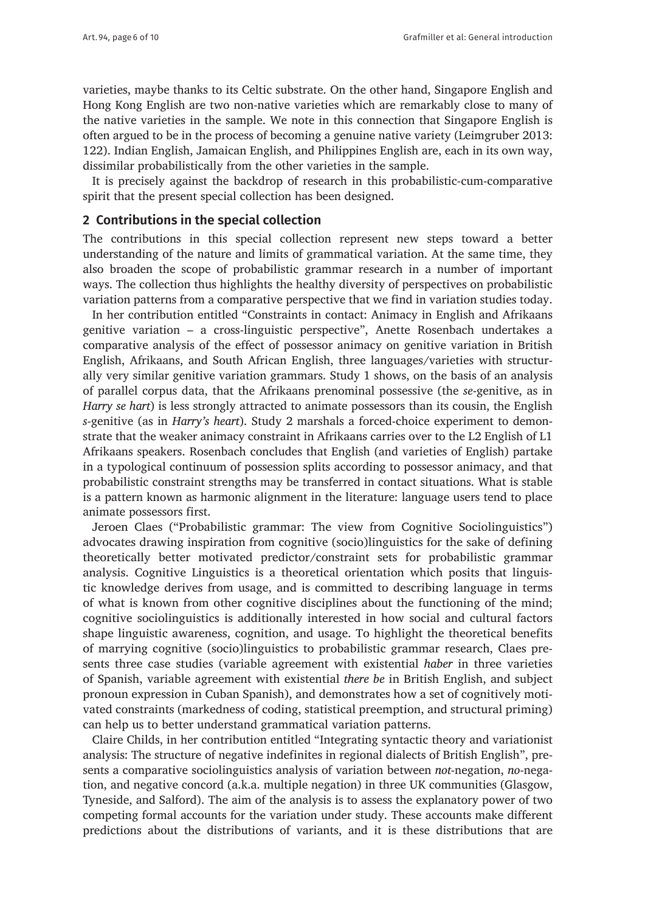varieties, maybe thanks to its Celtic substrate. On the other hand, Singapore English and Hong Kong English are two non-native varieties which are remarkably close to many of the native varieties in the sample. We note in this connection that Singapore English is often argued to be in the process of becoming a genuine native variety (Leimgruber 2013: 122). Indian English, Jamaican English, and Philippines English are, each in its own way, dissimilar probabilistically from the other varieties in the sample.

It is precisely against the backdrop of research in this probabilistic-cum-comparative spirit that the present special collection has been designed.

## 2 Contributions in the special collection

The contributions in this special collection represent new steps toward a better understanding of the nature and limits of grammatical variation. At the same time, they also broaden the scope of probabilistic grammar research in a number of important ways. The collection thus highlights the healthy diversity of perspectives on probabilistic variation patterns from a comparative perspective that we find in variation studies today.

In her contribution entitled "Constraints in contact: Animacy in English and Afrikaans genitive variation – a cross-linguistic perspective", Anette Rosenbach undertakes a comparative analysis of the effect of possessor animacy on genitive variation in British English, Afrikaans, and South African English, three languages/varieties with structurally very similar genitive variation grammars. Study 1 shows, on the basis of an analysis of parallel corpus data, that the Afrikaans prenominal possessive (the *se*-genitive, as in *Harry se hart*) is less strongly attracted to animate possessors than its cousin, the English *s*-genitive (as in *Harry's heart*). Study 2 marshals a forced-choice experiment to demonstrate that the weaker animacy constraint in Afrikaans carries over to the L2 English of L1 Afrikaans speakers. Rosenbach concludes that English (and varieties of English) partake in a typological continuum of possession splits according to possessor animacy, and that probabilistic constraint strengths may be transferred in contact situations. What is stable is a pattern known as harmonic alignment in the literature: language users tend to place animate possessors first.

Jeroen Claes ("Probabilistic grammar: The view from Cognitive Sociolinguistics") advocates drawing inspiration from cognitive (socio)linguistics for the sake of defining theoretically better motivated predictor/constraint sets for probabilistic grammar analysis. Cognitive Linguistics is a theoretical orientation which posits that linguistic knowledge derives from usage, and is committed to describing language in terms of what is known from other cognitive disciplines about the functioning of the mind; cognitive sociolinguistics is additionally interested in how social and cultural factors shape linguistic awareness, cognition, and usage. To highlight the theoretical benefits of marrying cognitive (socio)linguistics to probabilistic grammar research, Claes presents three case studies (variable agreement with existential *haber* in three varieties of Spanish, variable agreement with existential *there be* in British English, and subject pronoun expression in Cuban Spanish), and demonstrates how a set of cognitively motivated constraints (markedness of coding, statistical preemption, and structural priming) can help us to better understand grammatical variation patterns.

Claire Childs, in her contribution entitled "Integrating syntactic theory and variationist analysis: The structure of negative indefinites in regional dialects of British English", presents a comparative sociolinguistics analysis of variation between *not*-negation, *no*-negation, and negative concord (a.k.a. multiple negation) in three UK communities (Glasgow, Tyneside, and Salford). The aim of the analysis is to assess the explanatory power of two competing formal accounts for the variation under study. These accounts make different predictions about the distributions of variants, and it is these distributions that are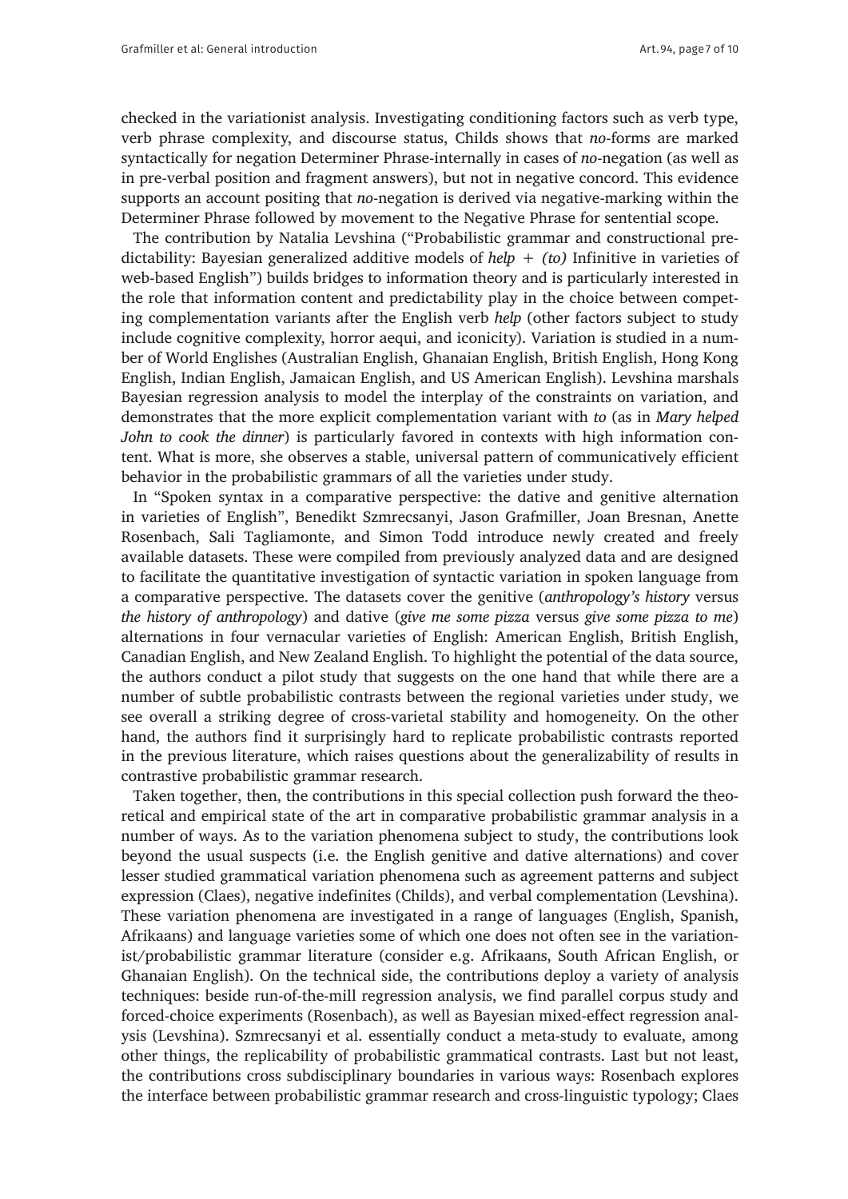checked in the variationist analysis. Investigating conditioning factors such as verb type, verb phrase complexity, and discourse status, Childs shows that *no*-forms are marked syntactically for negation Determiner Phrase-internally in cases of *no*-negation (as well as in pre-verbal position and fragment answers), but not in negative concord. This evidence supports an account positing that *no*-negation is derived via negative-marking within the Determiner Phrase followed by movement to the Negative Phrase for sentential scope.

The contribution by Natalia Levshina ("Probabilistic grammar and constructional predictability: Bayesian generalized additive models of *help + (to)* Infinitive in varieties of web-based English") builds bridges to information theory and is particularly interested in the role that information content and predictability play in the choice between competing complementation variants after the English verb *help* (other factors subject to study include cognitive complexity, horror aequi, and iconicity). Variation is studied in a number of World Englishes (Australian English, Ghanaian English, British English, Hong Kong English, Indian English, Jamaican English, and US American English). Levshina marshals Bayesian regression analysis to model the interplay of the constraints on variation, and demonstrates that the more explicit complementation variant with *to* (as in *Mary helped John to cook the dinner*) is particularly favored in contexts with high information content. What is more, she observes a stable, universal pattern of communicatively efficient behavior in the probabilistic grammars of all the varieties under study.

In "Spoken syntax in a comparative perspective: the dative and genitive alternation in varieties of English", Benedikt Szmrecsanyi, Jason Grafmiller, Joan Bresnan, Anette Rosenbach, Sali Tagliamonte, and Simon Todd introduce newly created and freely available datasets. These were compiled from previously analyzed data and are designed to facilitate the quantitative investigation of syntactic variation in spoken language from a comparative perspective. The datasets cover the genitive (*anthropology's history* versus *the history of anthropology*) and dative (*give me some pizza* versus *give some pizza to me*) alternations in four vernacular varieties of English: American English, British English, Canadian English, and New Zealand English. To highlight the potential of the data source, the authors conduct a pilot study that suggests on the one hand that while there are a number of subtle probabilistic contrasts between the regional varieties under study, we see overall a striking degree of cross-varietal stability and homogeneity. On the other hand, the authors find it surprisingly hard to replicate probabilistic contrasts reported in the previous literature, which raises questions about the generalizability of results in contrastive probabilistic grammar research.

Taken together, then, the contributions in this special collection push forward the theoretical and empirical state of the art in comparative probabilistic grammar analysis in a number of ways. As to the variation phenomena subject to study, the contributions look beyond the usual suspects (i.e. the English genitive and dative alternations) and cover lesser studied grammatical variation phenomena such as agreement patterns and subject expression (Claes), negative indefinites (Childs), and verbal complementation (Levshina). These variation phenomena are investigated in a range of languages (English, Spanish, Afrikaans) and language varieties some of which one does not often see in the variationist/probabilistic grammar literature (consider e.g. Afrikaans, South African English, or Ghanaian English). On the technical side, the contributions deploy a variety of analysis techniques: beside run-of-the-mill regression analysis, we find parallel corpus study and forced-choice experiments (Rosenbach), as well as Bayesian mixed-effect regression analysis (Levshina). Szmrecsanyi et al. essentially conduct a meta-study to evaluate, among other things, the replicability of probabilistic grammatical contrasts. Last but not least, the contributions cross subdisciplinary boundaries in various ways: Rosenbach explores the interface between probabilistic grammar research and cross-linguistic typology; Claes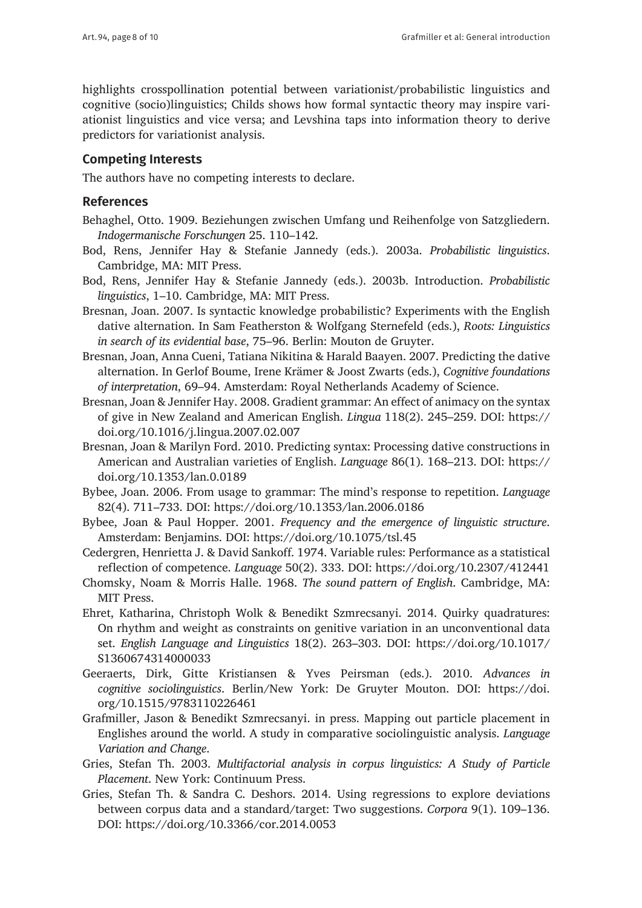highlights crosspollination potential between variationist/probabilistic linguistics and cognitive (socio)linguistics; Childs shows how formal syntactic theory may inspire variationist linguistics and vice versa; and Levshina taps into information theory to derive predictors for variationist analysis.

## Competing Interests

The authors have no competing interests to declare.

## References

Behaghel, Otto. 1909. Beziehungen zwischen Umfang und Reihenfolge von Satzgliedern. *Indogermanische Forschungen* 25. 110–142.

Bod, Rens, Jennifer Hay & Stefanie Jannedy (eds.). 2003a. *Probabilistic linguistics*. Cambridge, MA: MIT Press.

Bod, Rens, Jennifer Hay & Stefanie Jannedy (eds.). 2003b. Introduction. *Probabilistic linguistics*, 1–10. Cambridge, MA: MIT Press.

Bresnan, Joan. 2007. Is syntactic knowledge probabilistic? Experiments with the English dative alternation. In Sam Featherston & Wolfgang Sternefeld (eds.), *Roots: Linguistics in search of its evidential base*, 75–96. Berlin: Mouton de Gruyter.

Bresnan, Joan, Anna Cueni, Tatiana Nikitina & Harald Baayen. 2007. Predicting the dative alternation. In Gerlof Boume, Irene Krämer & Joost Zwarts (eds.), *Cognitive foundations of interpretation*, 69–94. Amsterdam: Royal Netherlands Academy of Science.

Bresnan, Joan & Jennifer Hay. 2008. Gradient grammar: An effect of animacy on the syntax of give in New Zealand and American English. *Lingua* 118(2). 245–259. DOI: https://doi.org/10.1016/j.lingua.2007.02.007

Bresnan, Joan & Marilyn Ford. 2010. Predicting syntax: Processing dative constructions in American and Australian varieties of English. *Language* 86(1). 168–213. DOI: https://doi.org/10.1353/lan.0.0189

Bybee, Joan. 2006. From usage to grammar: The mind's response to repetition. *Language* 82(4). 711–733. DOI: https://doi.org/10.1353/lan.2006.0186

Bybee, Joan & Paul Hopper. 2001. *Frequency and the emergence of linguistic structure*. Amsterdam: Benjamins. DOI: https://doi.org/10.1075/tsl.45

Cedergren, Henrietta J. & David Sankoff. 1974. Variable rules: Performance as a statistical reflection of competence. *Language* 50(2). 333. DOI: https://doi.org/10.2307/412441

Chomsky, Noam & Morris Halle. 1968. *The sound pattern of English*. Cambridge, MA: MIT Press.

Ehret, Katharina, Christoph Wolk & Benedikt Szmrecsanyi. 2014. Quirky quadratures: On rhythm and weight as constraints on genitive variation in an unconventional data set. *English Language and Linguistics* 18(2). 263–303. DOI: https://doi.org/10.1017/S1360674314000033

Geeraerts, Dirk, Gitte Kristiansen & Yves Peirsman (eds.). 2010. *Advances in cognitive sociolinguistics*. Berlin/New York: De Gruyter Mouton. DOI: https://doi.org/10.1515/9783110226461

Grafmiller, Jason & Benedikt Szmrecsanyi. in press. Mapping out particle placement in Englishes around the world. A study in comparative sociolinguistic analysis. *Language Variation and Change*.

Gries, Stefan Th. 2003. *Multifactorial analysis in corpus linguistics: A Study of Particle Placement*. New York: Continuum Press.

Gries, Stefan Th. & Sandra C. Deshors. 2014. Using regressions to explore deviations between corpus data and a standard/target: Two suggestions. *Corpora* 9(1). 109–136. DOI: https://doi.org/10.3366/cor.2014.0053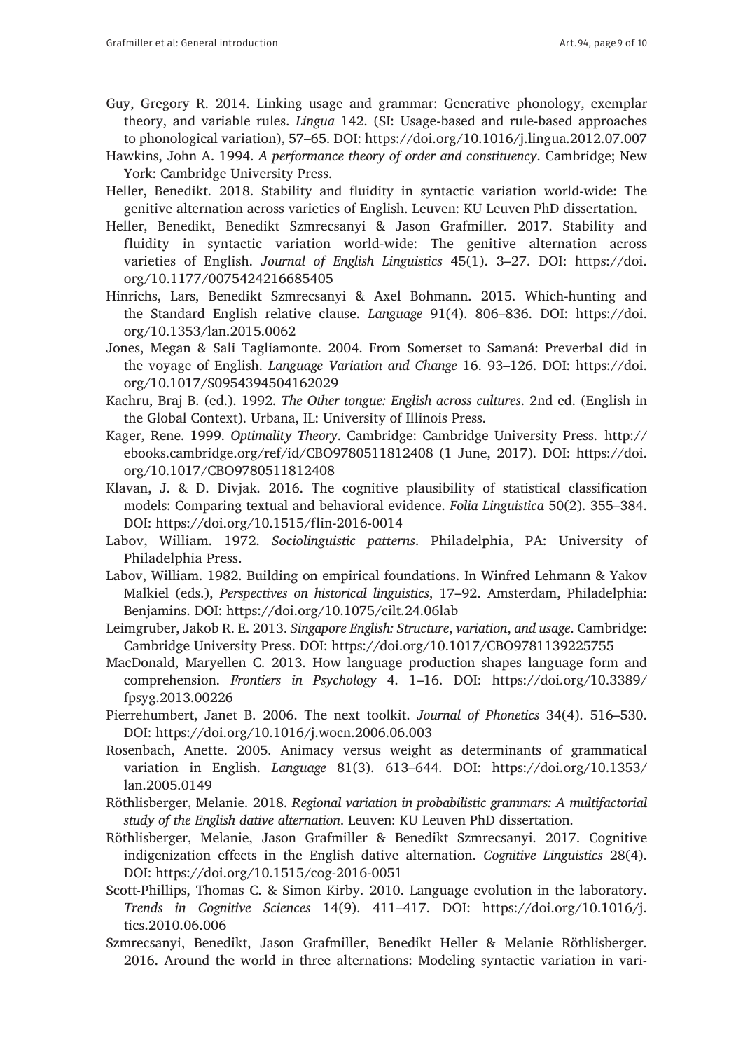Guy, Gregory R. 2014. Linking usage and grammar: Generative phonology, exemplar theory, and variable rules. *Lingua* 142. (SI: Usage-based and rule-based approaches to phonological variation), 57–65. DOI: https://doi.org/10.1016/j.lingua.2012.07.007

Hawkins, John A. 1994. *A performance theory of order and constituency*. Cambridge; New York: Cambridge University Press.

Heller, Benedikt. 2018. Stability and fluidity in syntactic variation world-wide: The genitive alternation across varieties of English. Leuven: KU Leuven PhD dissertation.

Heller, Benedikt, Benedikt Szmrecsanyi & Jason Grafmiller. 2017. Stability and fluidity in syntactic variation world-wide: The genitive alternation across varieties of English. *Journal of English Linguistics* 45(1). 3–27. DOI: https://doi.org/10.1177/0075424216685405

Hinrichs, Lars, Benedikt Szmrecsanyi & Axel Bohmann. 2015. Which-hunting and the Standard English relative clause. *Language* 91(4). 806–836. DOI: https://doi.org/10.1353/lan.2015.0062

Jones, Megan & Sali Tagliamonte. 2004. From Somerset to Samaná: Preverbal did in the voyage of English. *Language Variation and Change* 16. 93–126. DOI: https://doi.org/10.1017/S0954394504162029

Kachru, Braj B. (ed.). 1992. *The Other tongue: English across cultures*. 2nd ed. (English in the Global Context). Urbana, IL: University of Illinois Press.

Kager, Rene. 1999. *Optimality Theory*. Cambridge: Cambridge University Press. http://ebooks.cambridge.org/ref/id/CBO9780511812408 (1 June, 2017). DOI: https://doi.org/10.1017/CBO9780511812408

Klavan, J. & D. Divjak. 2016. The cognitive plausibility of statistical classification models: Comparing textual and behavioral evidence. *Folia Linguistica* 50(2). 355–384. DOI: https://doi.org/10.1515/flin-2016-0014

Labov, William. 1972. *Sociolinguistic patterns*. Philadelphia, PA: University of Philadelphia Press.

Labov, William. 1982. Building on empirical foundations. In Winfred Lehmann & Yakov Malkiel (eds.), *Perspectives on historical linguistics*, 17–92. Amsterdam, Philadelphia: Benjamins. DOI: https://doi.org/10.1075/cilt.24.06lab

Leimgruber, Jakob R. E. 2013. *Singapore English: Structure, variation, and usage*. Cambridge: Cambridge University Press. DOI: https://doi.org/10.1017/CBO9781139225755

MacDonald, Maryellen C. 2013. How language production shapes language form and comprehension. *Frontiers in Psychology* 4. 1–16. DOI: https://doi.org/10.3389/fpsyg.2013.00226

Pierrehumbert, Janet B. 2006. The next toolkit. *Journal of Phonetics* 34(4). 516–530. DOI: https://doi.org/10.1016/j.wocn.2006.06.003

Rosenbach, Anette. 2005. Animacy versus weight as determinants of grammatical variation in English. *Language* 81(3). 613–644. DOI: https://doi.org/10.1353/lan.2005.0149

Röthlisberger, Melanie. 2018. *Regional variation in probabilistic grammars: A multifactorial study of the English dative alternation*. Leuven: KU Leuven PhD dissertation.

Röthlisberger, Melanie, Jason Grafmiller & Benedikt Szmrecsanyi. 2017. Cognitive indigenization effects in the English dative alternation. *Cognitive Linguistics* 28(4). DOI: https://doi.org/10.1515/cog-2016-0051

Scott-Phillips, Thomas C. & Simon Kirby. 2010. Language evolution in the laboratory. *Trends in Cognitive Sciences* 14(9). 411–417. DOI: https://doi.org/10.1016/j.tics.2010.06.006

Szmrecsanyi, Benedikt, Jason Grafmiller, Benedikt Heller & Melanie Röthlisberger. 2016. Around the world in three alternations: Modeling syntactic variation in vari-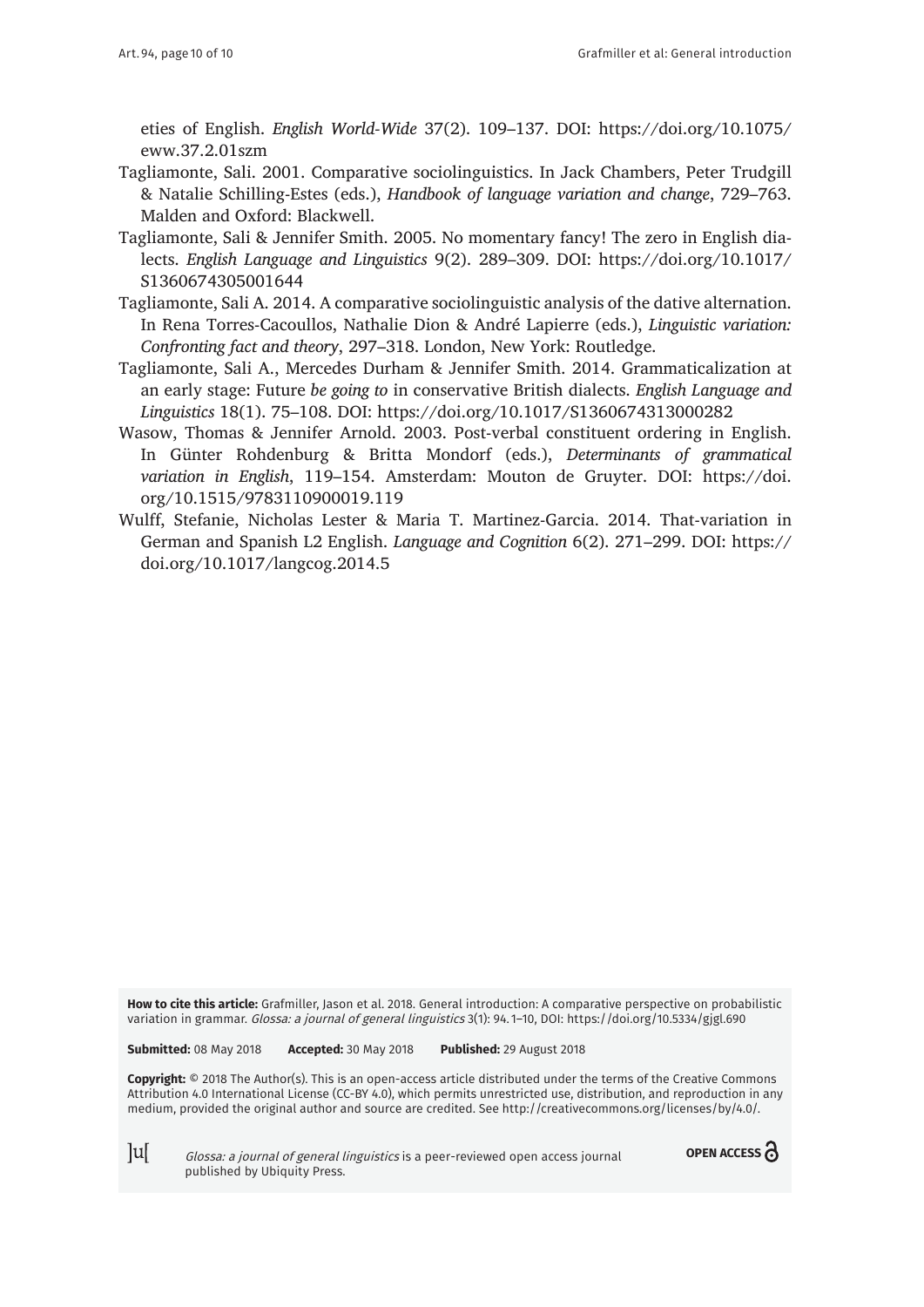eties of English. *English World-Wide* 37(2). 109–137. DOI: https://doi.org/10.1075/eww.37.2.01szm

Tagliamonte, Sali. 2001. Comparative sociolinguistics. In Jack Chambers, Peter Trudgill & Natalie Schilling-Estes (eds.), *Handbook of language variation and change*, 729–763. Malden and Oxford: Blackwell.

Tagliamonte, Sali & Jennifer Smith. 2005. No momentary fancy! The zero in English dialects. *English Language and Linguistics* 9(2). 289–309. DOI: https://doi.org/10.1017/S1360674305001644

Tagliamonte, Sali A. 2014. A comparative sociolinguistic analysis of the dative alternation. In Rena Torres-Cacoullos, Nathalie Dion & André Lapierre (eds.), *Linguistic variation: Confronting fact and theory*, 297–318. London, New York: Routledge.

Tagliamonte, Sali A., Mercedes Durham & Jennifer Smith. 2014. Grammaticalization at an early stage: Future *be going to* in conservative British dialects. *English Language and Linguistics* 18(1). 75–108. DOI: https://doi.org/10.1017/S1360674313000282

Wasow, Thomas & Jennifer Arnold. 2003. Post-verbal constituent ordering in English. In Günter Rohdenburg & Britta Mondorf (eds.), *Determinants of grammatical variation in English*, 119–154. Amsterdam: Mouton de Gruyter. DOI: https://doi.org/10.1515/9783110900019.119

Wulff, Stefanie, Nicholas Lester & Maria T. Martinez-Garcia. 2014. That-variation in German and Spanish L2 English. *Language and Cognition* 6(2). 271–299. DOI: https://doi.org/10.1017/langcog.2014.5

**How to cite this article:** Grafmiller, Jason et al. 2018. General introduction: A comparative perspective on probabilistic variation in grammar. *Glossa: a journal of general linguistics* 3(1): 94. 1–10, DOI: https://doi.org/10.5334/gjgl.690

**Submitted:** 08 May 2018 **Accepted:** 30 May 2018 **Published:** 29 August 2018

**Copyright:** © 2018 The Author(s). This is an open-access article distributed under the terms of the Creative Commons Attribution 4.0 International License (CC-BY 4.0), which permits unrestricted use, distribution, and reproduction in any medium, provided the original author and source are credited. See http://creativecommons.org/licenses/by/4.0/.

*Glossa: a journal of general linguistics* is a peer-reviewed open access journal published by Ubiquity Press.

**OPEN ACCESS**